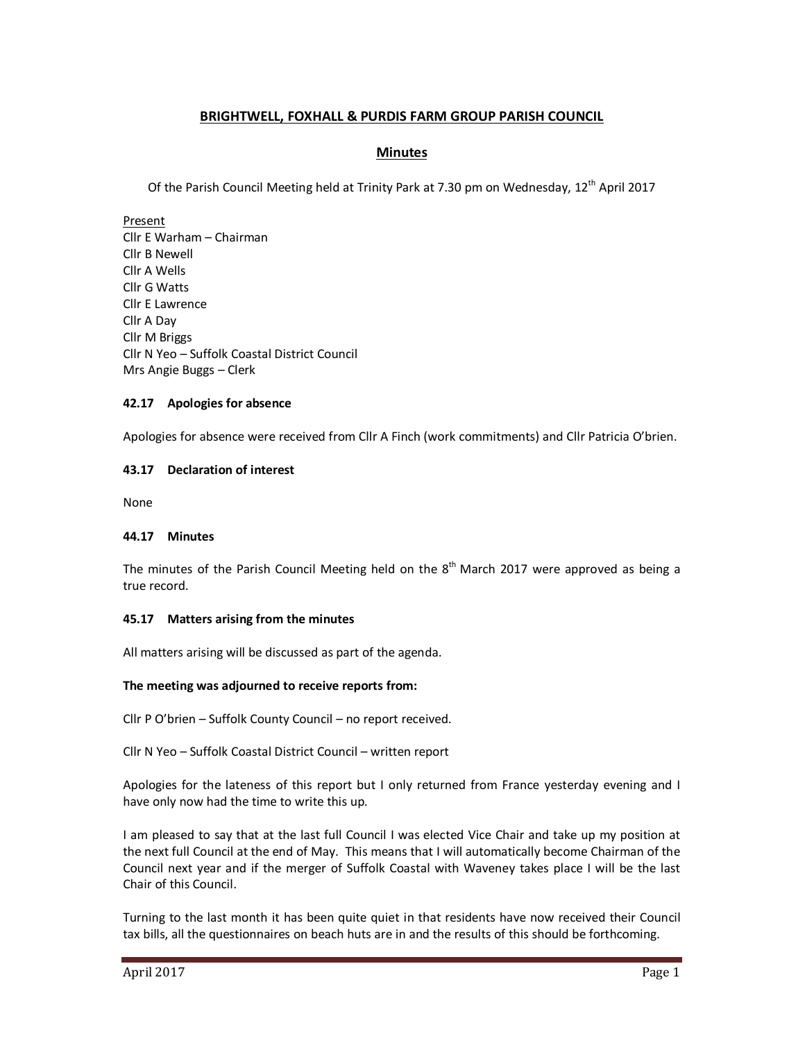# BRIGHTWELL, FOXHALL & PURDIS FARM GROUP PARISH COUNCIL

## Minutes

Of the Parish Council Meeting held at Trinity Park at 7.30 pm on Wednesday, 12th April 2017

Present
Cllr E Warham – Chairman
Cllr B Newell
Cllr A Wells
Cllr G Watts
Cllr E Lawrence
Cllr A Day
Cllr M Briggs
Cllr N Yeo – Suffolk Coastal District Council
Mrs Angie Buggs – Clerk

### 42.17 Apologies for absence

Apologies for absence were received from Cllr A Finch (work commitments) and Cllr Patricia O'brien.

### 43.17 Declaration of interest

None

### 44.17 Minutes

The minutes of the Parish Council Meeting held on the 8th March 2017 were approved as being a true record.

### 45.17 Matters arising from the minutes

All matters arising will be discussed as part of the agenda.

**The meeting was adjourned to receive reports from:**

Cllr P O'brien – Suffolk County Council – no report received.

Cllr N Yeo – Suffolk Coastal District Council – written report

Apologies for the lateness of this report but I only returned from France yesterday evening and I have only now had the time to write this up.

I am pleased to say that at the last full Council I was elected Vice Chair and take up my position at the next full Council at the end of May. This means that I will automatically become Chairman of the Council next year and if the merger of Suffolk Coastal with Waveney takes place I will be the last Chair of this Council.

Turning to the last month it has been quite quiet in that residents have now received their Council tax bills, all the questionnaires on beach huts are in and the results of this should be forthcoming.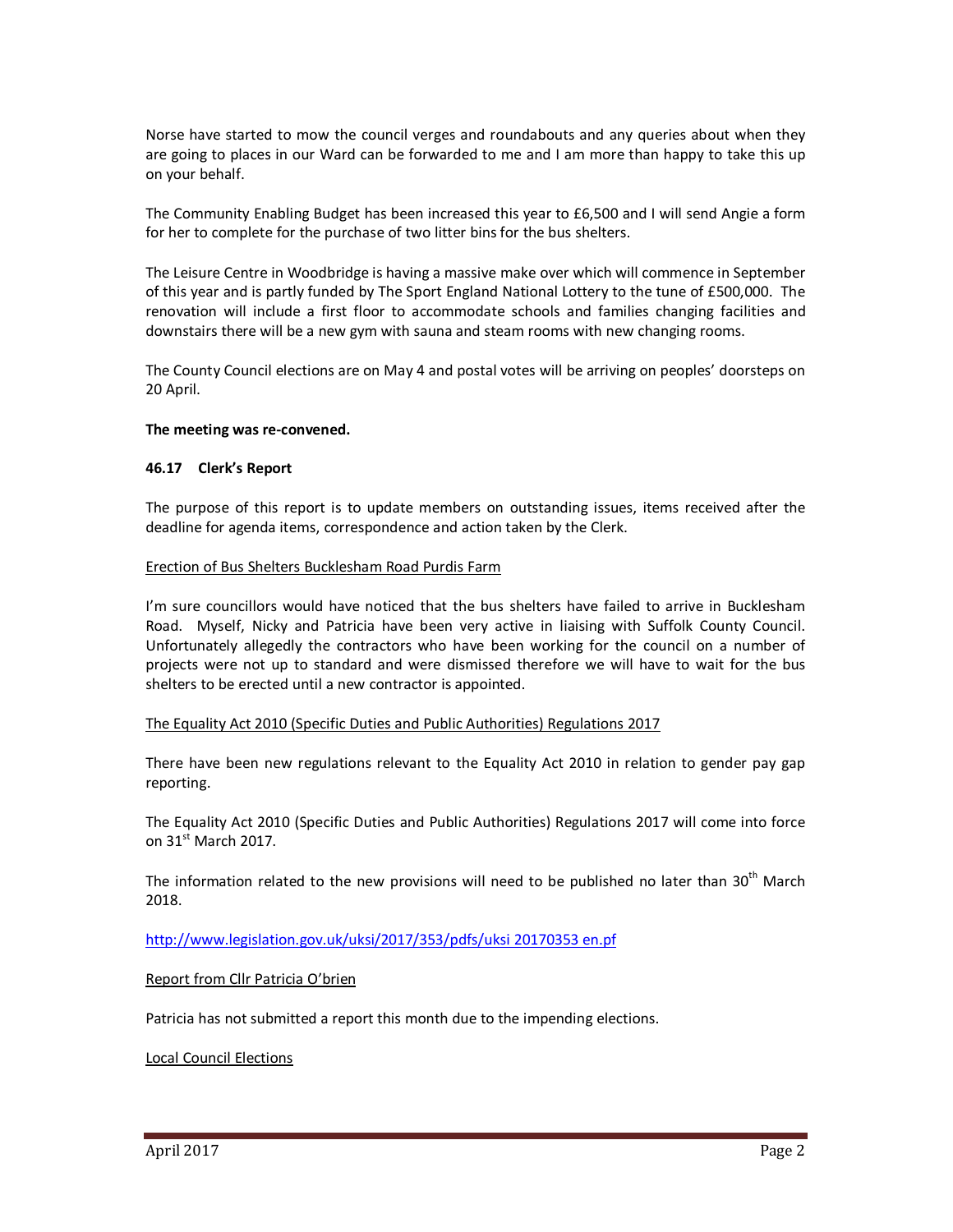Norse have started to mow the council verges and roundabouts and any queries about when they are going to places in our Ward can be forwarded to me and I am more than happy to take this up on your behalf.

The Community Enabling Budget has been increased this year to £6,500 and I will send Angie a form for her to complete for the purchase of two litter bins for the bus shelters.

The Leisure Centre in Woodbridge is having a massive make over which will commence in September of this year and is partly funded by The Sport England National Lottery to the tune of £500,000. The renovation will include a first floor to accommodate schools and families changing facilities and downstairs there will be a new gym with sauna and steam rooms with new changing rooms.

The County Council elections are on May 4 and postal votes will be arriving on peoples' doorsteps on 20 April.

**The meeting was re-convened.**

### 46.17 Clerk's Report

The purpose of this report is to update members on outstanding issues, items received after the deadline for agenda items, correspondence and action taken by the Clerk.

Erection of Bus Shelters Bucklesham Road Purdis Farm

I'm sure councillors would have noticed that the bus shelters have failed to arrive in Bucklesham Road. Myself, Nicky and Patricia have been very active in liaising with Suffolk County Council. Unfortunately allegedly the contractors who have been working for the council on a number of projects were not up to standard and were dismissed therefore we will have to wait for the bus shelters to be erected until a new contractor is appointed.

The Equality Act 2010 (Specific Duties and Public Authorities) Regulations 2017

There have been new regulations relevant to the Equality Act 2010 in relation to gender pay gap reporting.

The Equality Act 2010 (Specific Duties and Public Authorities) Regulations 2017 will come into force on 31st March 2017.

The information related to the new provisions will need to be published no later than 30th March 2018.

http://www.legislation.gov.uk/uksi/2017/353/pdfs/uksi 20170353 en.pf

Report from Cllr Patricia O'brien

Patricia has not submitted a report this month due to the impending elections.

Local Council Elections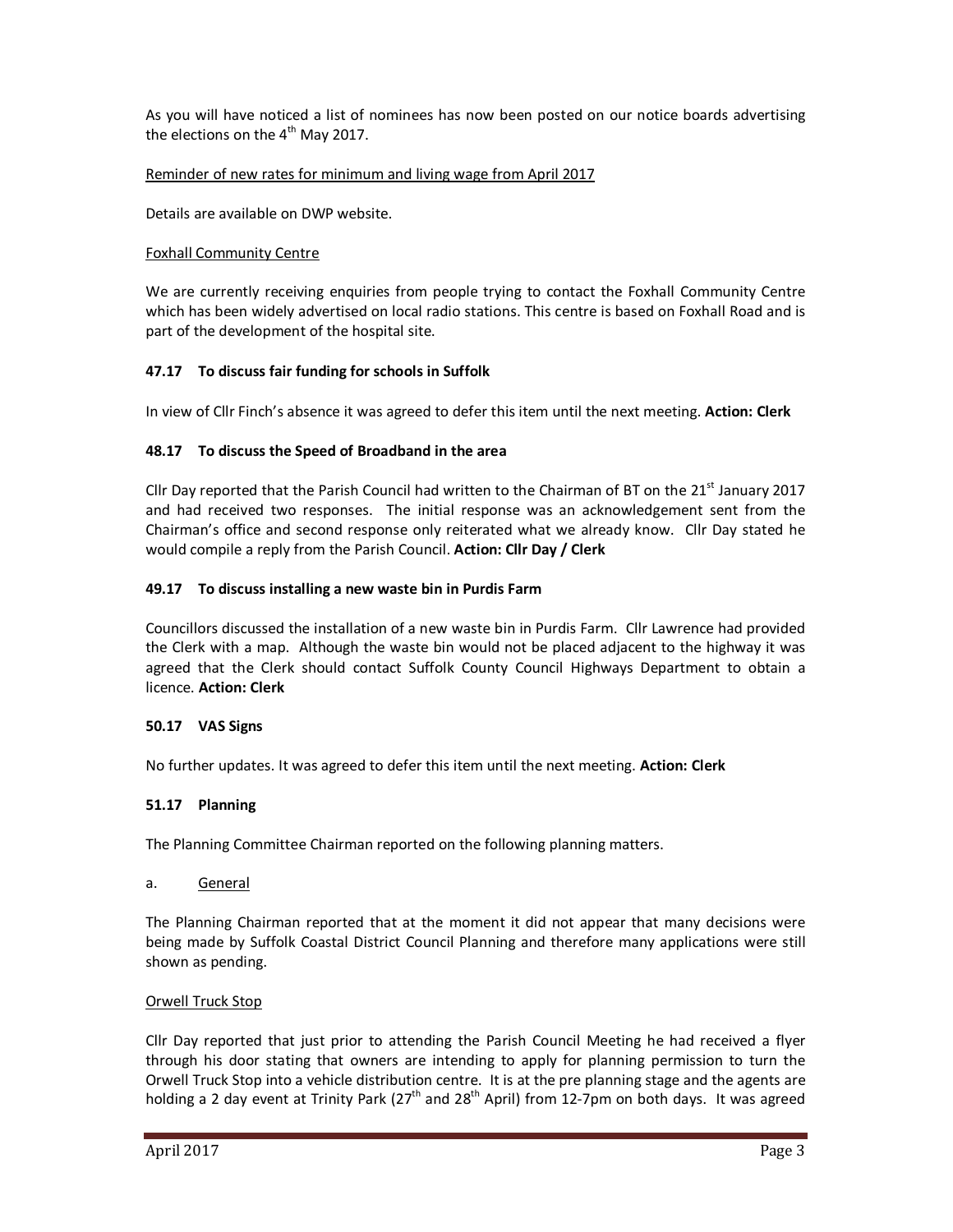As you will have noticed a list of nominees has now been posted on our notice boards advertising the elections on the 4th May 2017.

Reminder of new rates for minimum and living wage from April 2017

Details are available on DWP website.

Foxhall Community Centre

We are currently receiving enquiries from people trying to contact the Foxhall Community Centre which has been widely advertised on local radio stations. This centre is based on Foxhall Road and is part of the development of the hospital site.

**47.17 To discuss fair funding for schools in Suffolk**

In view of Cllr Finch's absence it was agreed to defer this item until the next meeting. **Action: Clerk**

**48.17 To discuss the Speed of Broadband in the area**

Cllr Day reported that the Parish Council had written to the Chairman of BT on the 21st January 2017 and had received two responses. The initial response was an acknowledgement sent from the Chairman's office and second response only reiterated what we already know. Cllr Day stated he would compile a reply from the Parish Council. **Action: Cllr Day / Clerk**

**49.17 To discuss installing a new waste bin in Purdis Farm**

Councillors discussed the installation of a new waste bin in Purdis Farm. Cllr Lawrence had provided the Clerk with a map. Although the waste bin would not be placed adjacent to the highway it was agreed that the Clerk should contact Suffolk County Council Highways Department to obtain a licence. **Action: Clerk**

**50.17 VAS Signs**

No further updates. It was agreed to defer this item until the next meeting. **Action: Clerk**

**51.17 Planning**

The Planning Committee Chairman reported on the following planning matters.

a. General

The Planning Chairman reported that at the moment it did not appear that many decisions were being made by Suffolk Coastal District Council Planning and therefore many applications were still shown as pending.

Orwell Truck Stop

Cllr Day reported that just prior to attending the Parish Council Meeting he had received a flyer through his door stating that owners are intending to apply for planning permission to turn the Orwell Truck Stop into a vehicle distribution centre. It is at the pre planning stage and the agents are holding a 2 day event at Trinity Park (27th and 28th April) from 12-7pm on both days. It was agreed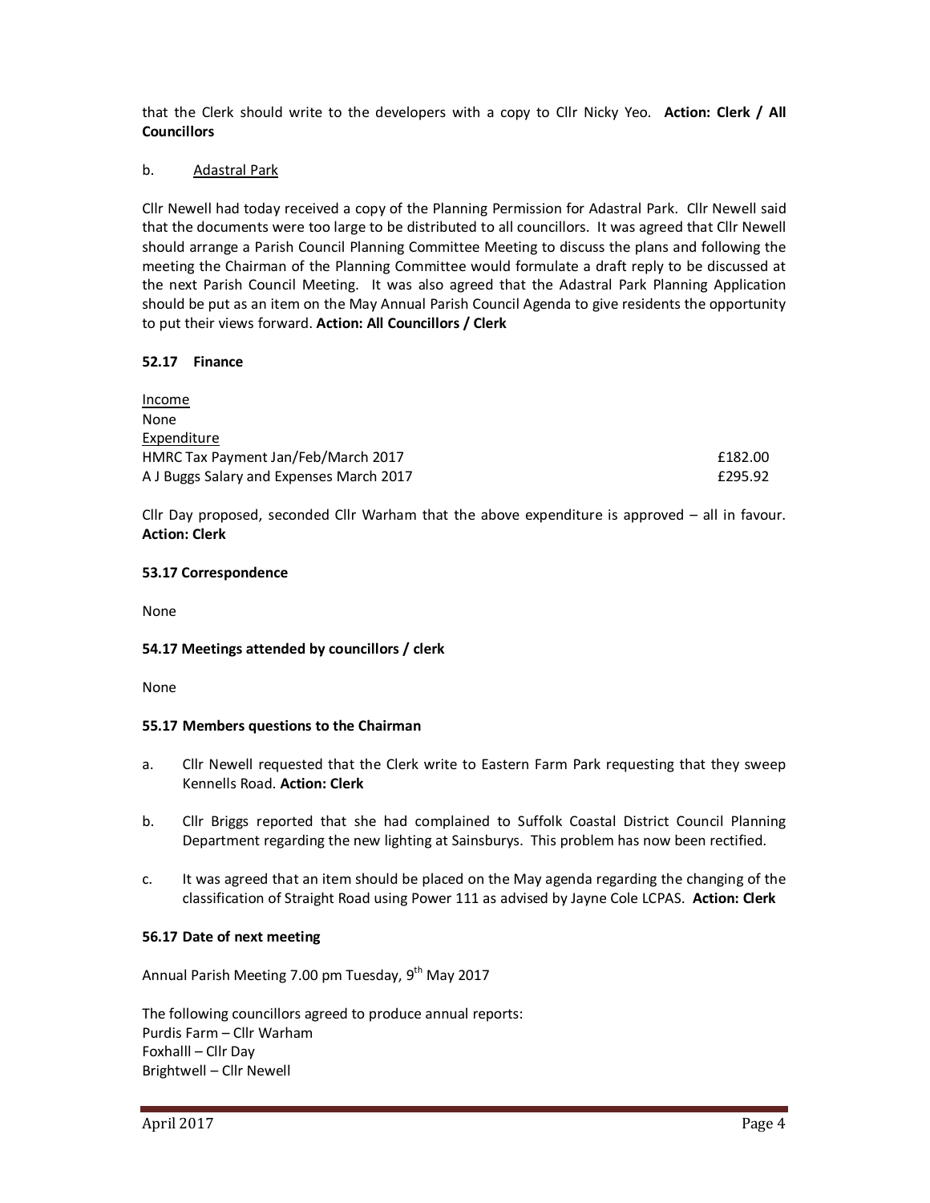that the Clerk should write to the developers with a copy to Cllr Nicky Yeo. **Action: Clerk / All Councillors**

b. Adastral Park

Cllr Newell had today received a copy of the Planning Permission for Adastral Park. Cllr Newell said that the documents were too large to be distributed to all councillors. It was agreed that Cllr Newell should arrange a Parish Council Planning Committee Meeting to discuss the plans and following the meeting the Chairman of the Planning Committee would formulate a draft reply to be discussed at the next Parish Council Meeting. It was also agreed that the Adastral Park Planning Application should be put as an item on the May Annual Parish Council Agenda to give residents the opportunity to put their views forward. **Action: All Councillors / Clerk**

### 52.17 Finance

Income
None
Expenditure

| | |
|---|---|
| HMRC Tax Payment Jan/Feb/March 2017 | £182.00 |
| A J Buggs Salary and Expenses March 2017 | £295.92 |

Cllr Day proposed, seconded Cllr Warham that the above expenditure is approved – all in favour. **Action: Clerk**

### 53.17 Correspondence

None

### 54.17 Meetings attended by councillors / clerk

None

### 55.17 Members questions to the Chairman

a. Cllr Newell requested that the Clerk write to Eastern Farm Park requesting that they sweep Kennells Road. **Action: Clerk**

b. Cllr Briggs reported that she had complained to Suffolk Coastal District Council Planning Department regarding the new lighting at Sainsburys. This problem has now been rectified.

c. It was agreed that an item should be placed on the May agenda regarding the changing of the classification of Straight Road using Power 111 as advised by Jayne Cole LCPAS. **Action: Clerk**

### 56.17 Date of next meeting

Annual Parish Meeting 7.00 pm Tuesday, 9th May 2017

The following councillors agreed to produce annual reports:
Purdis Farm – Cllr Warham
Foxhalll – Cllr Day
Brightwell – Cllr Newell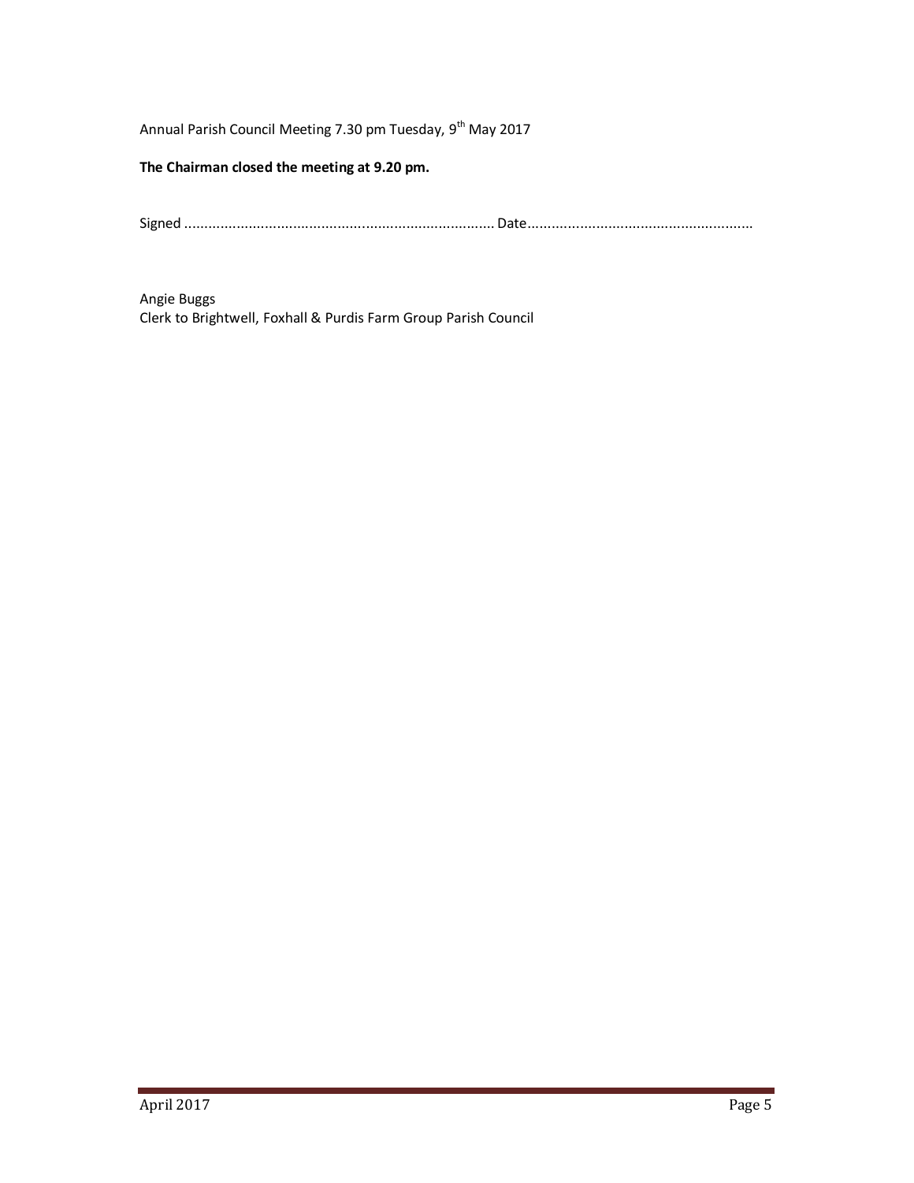Annual Parish Council Meeting 7.30 pm Tuesday, 9th May 2017

**The Chairman closed the meeting at 9.20 pm.**

Signed ............................................................................ Date.......................................................

Angie Buggs
Clerk to Brightwell, Foxhall & Purdis Farm Group Parish Council